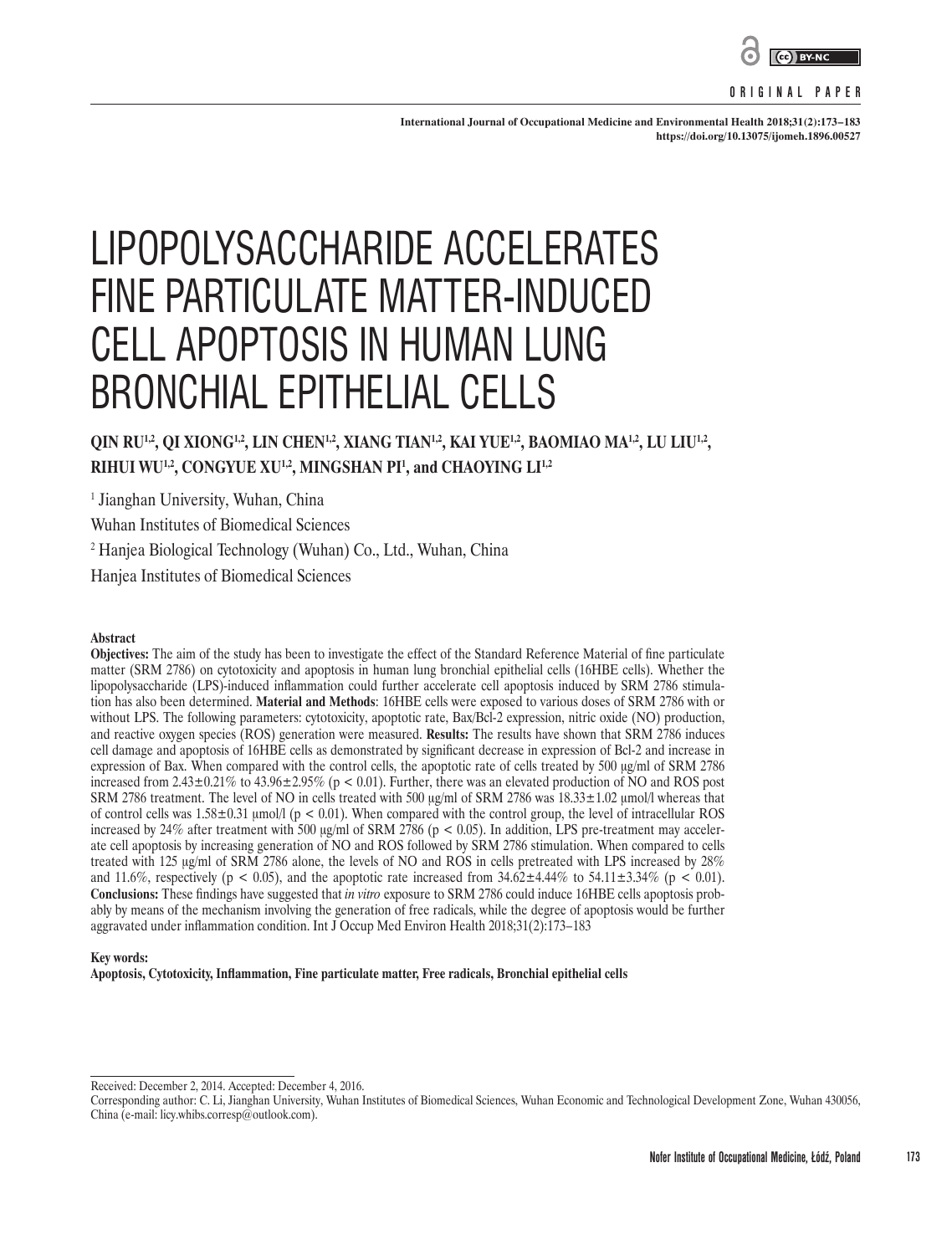ORIGINAL PAPER

International Journal of Occupational Medicine and Environmental Health 2018;31(2):173–183
https://doi.org/10.13075/ijomeh.1896.00527

# LIPOPOLYSACCHARIDE ACCELERATES FINE PARTICULATE MATTER-INDUCED CELL APOPTOSIS IN HUMAN LUNG BRONCHIAL EPITHELIAL CELLS

**QIN RU[1,2], QI XIONG[1,2], LIN CHEN[1,2], XIANG TIAN[1,2], KAI YUE[1,2], BAOMIAO MA[1,2], LU LIU[1,2], RIHUI WU[1,2], CONGYUE XU[1,2], MINGSHAN PI[1], and CHAOYING LI[1,2]**

[1] Jianghan University, Wuhan, China
Wuhan Institutes of Biomedical Sciences

[2] Hanjea Biological Technology (Wuhan) Co., Ltd., Wuhan, China
Hanjea Institutes of Biomedical Sciences

**Abstract**

**Objectives:** The aim of the study has been to investigate the effect of the Standard Reference Material of fine particulate matter (SRM 2786) on cytotoxicity and apoptosis in human lung bronchial epithelial cells (16HBE cells). Whether the lipopolysaccharide (LPS)-induced inflammation could further accelerate cell apoptosis induced by SRM 2786 stimulation has also been determined. **Material and Methods**: 16HBE cells were exposed to various doses of SRM 2786 with or without LPS. The following parameters: cytotoxicity, apoptotic rate, Bax/Bcl-2 expression, nitric oxide (NO) production, and reactive oxygen species (ROS) generation were measured. **Results:** The results have shown that SRM 2786 induces cell damage and apoptosis of 16HBE cells as demonstrated by significant decrease in expression of Bcl-2 and increase in expression of Bax. When compared with the control cells, the apoptotic rate of cells treated by 500 μg/ml of SRM 2786 increased from 2.43±0.21% to 43.96±2.95% ($p < 0.01$). Further, there was an elevated production of NO and ROS post SRM 2786 treatment. The level of NO in cells treated with 500 μg/ml of SRM 2786 was 18.33±1.02 μmol/l whereas that of control cells was 1.58±0.31 μmol/l ($p < 0.01$). When compared with the control group, the level of intracellular ROS increased by 24% after treatment with 500 μg/ml of SRM 2786 ($p < 0.05$). In addition, LPS pre-treatment may accelerate cell apoptosis by increasing generation of NO and ROS followed by SRM 2786 stimulation. When compared to cells treated with 125 μg/ml of SRM 2786 alone, the levels of NO and ROS in cells pretreated with LPS increased by 28% and 11.6%, respectively ($p < 0.05$), and the apoptotic rate increased from 34.62±4.44% to 54.11±3.34% ($p < 0.01$). **Conclusions:** These findings have suggested that *in vitro* exposure to SRM 2786 could induce 16HBE cells apoptosis probably by means of the mechanism involving the generation of free radicals, while the degree of apoptosis would be further aggravated under inflammation condition. Int J Occup Med Environ Health 2018;31(2):173–183

**Key words:**
**Apoptosis, Cytotoxicity, Inflammation, Fine particulate matter, Free radicals, Bronchial epithelial cells**

Received: December 2, 2014. Accepted: December 4, 2016.
Corresponding author: C. Li, Jianghan University, Wuhan Institutes of Biomedical Sciences, Wuhan Economic and Technological Development Zone, Wuhan 430056, China (e-mail: licy.whibs.corresp@outlook.com).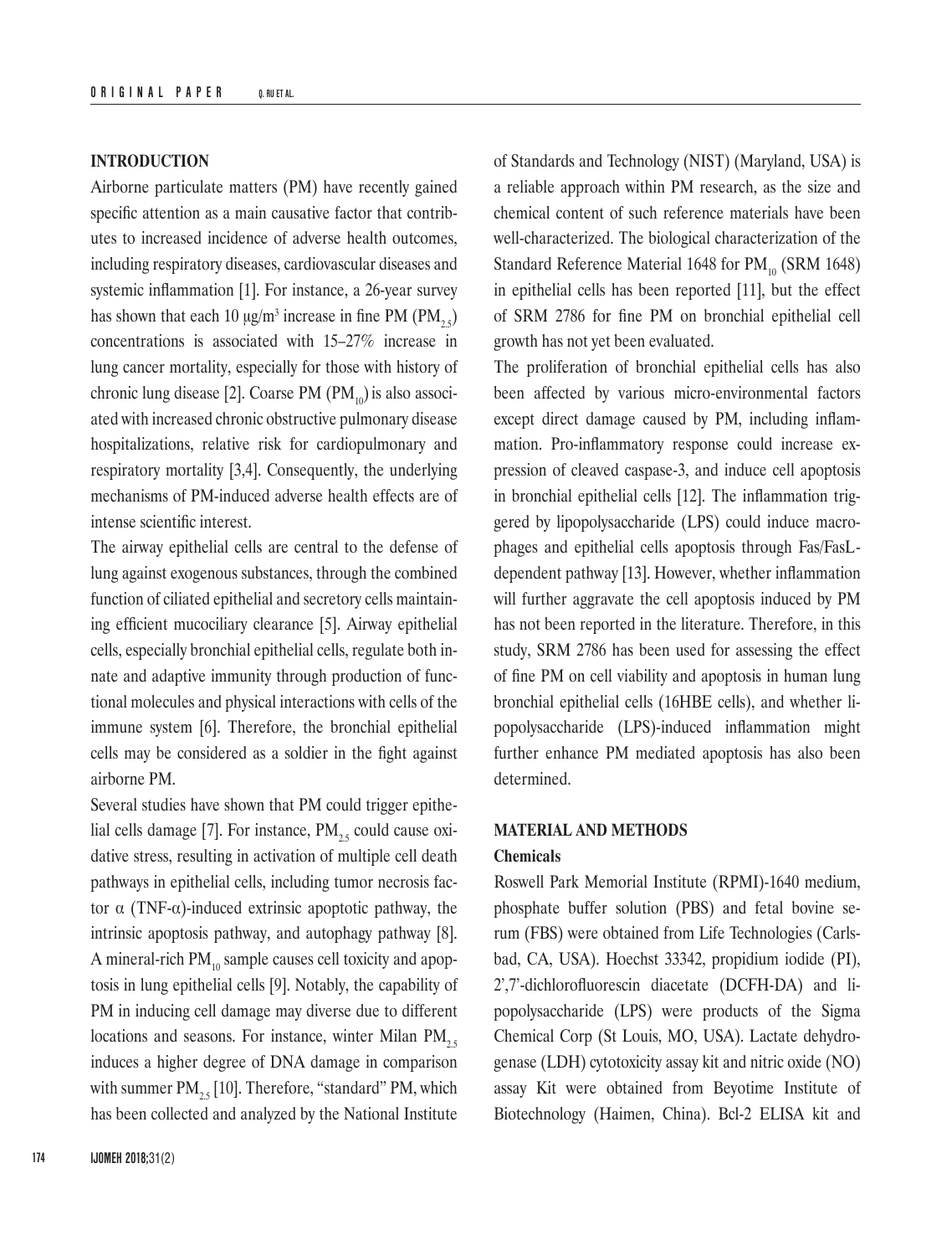## INTRODUCTION

Airborne particulate matters (PM) have recently gained specific attention as a main causative factor that contributes to increased incidence of adverse health outcomes, including respiratory diseases, cardiovascular diseases and systemic inflammation [1]. For instance, a 26-year survey has shown that each 10 μg/m$^3$ increase in fine PM ($PM_{2.5}$) concentrations is associated with 15–27% increase in lung cancer mortality, especially for those with history of chronic lung disease [2]. Coarse PM ($PM_{10}$) is also associated with increased chronic obstructive pulmonary disease hospitalizations, relative risk for cardiopulmonary and respiratory mortality [3,4]. Consequently, the underlying mechanisms of PM-induced adverse health effects are of intense scientific interest.

The airway epithelial cells are central to the defense of lung against exogenous substances, through the combined function of ciliated epithelial and secretory cells maintaining efficient mucociliary clearance [5]. Airway epithelial cells, especially bronchial epithelial cells, regulate both innate and adaptive immunity through production of functional molecules and physical interactions with cells of the immune system [6]. Therefore, the bronchial epithelial cells may be considered as a soldier in the fight against airborne PM.

Several studies have shown that PM could trigger epithelial cells damage [7]. For instance, $PM_{2.5}$ could cause oxidative stress, resulting in activation of multiple cell death pathways in epithelial cells, including tumor necrosis factor α (TNF-α)-induced extrinsic apoptotic pathway, the intrinsic apoptosis pathway, and autophagy pathway [8]. A mineral-rich $PM_{10}$ sample causes cell toxicity and apoptosis in lung epithelial cells [9]. Notably, the capability of PM in inducing cell damage may diverse due to different locations and seasons. For instance, winter Milan $PM_{2.5}$ induces a higher degree of DNA damage in comparison with summer $PM_{2.5}$ [10]. Therefore, "standard" PM, which has been collected and analyzed by the National Institute of Standards and Technology (NIST) (Maryland, USA) is a reliable approach within PM research, as the size and chemical content of such reference materials have been well-characterized. The biological characterization of the Standard Reference Material 1648 for $PM_{10}$ (SRM 1648) in epithelial cells has been reported [11], but the effect of SRM 2786 for fine PM on bronchial epithelial cell growth has not yet been evaluated.

The proliferation of bronchial epithelial cells has also been affected by various micro-environmental factors except direct damage caused by PM, including inflammation. Pro-inflammatory response could increase expression of cleaved caspase-3, and induce cell apoptosis in bronchial epithelial cells [12]. The inflammation triggered by lipopolysaccharide (LPS) could induce macrophages and epithelial cells apoptosis through Fas/FasL-dependent pathway [13]. However, whether inflammation will further aggravate the cell apoptosis induced by PM has not been reported in the literature. Therefore, in this study, SRM 2786 has been used for assessing the effect of fine PM on cell viability and apoptosis in human lung bronchial epithelial cells (16HBE cells), and whether lipopolysaccharide (LPS)-induced inflammation might further enhance PM mediated apoptosis has also been determined.

## MATERIAL AND METHODS

### Chemicals

Roswell Park Memorial Institute (RPMI)-1640 medium, phosphate buffer solution (PBS) and fetal bovine serum (FBS) were obtained from Life Technologies (Carlsbad, CA, USA). Hoechst 33342, propidium iodide (PI), 2',7'-dichlorofluorescin diacetate (DCFH-DA) and lipopolysaccharide (LPS) were products of the Sigma Chemical Corp (St Louis, MO, USA). Lactate dehydrogenase (LDH) cytotoxicity assay kit and nitric oxide (NO) assay Kit were obtained from Beyotime Institute of Biotechnology (Haimen, China). Bcl-2 ELISA kit and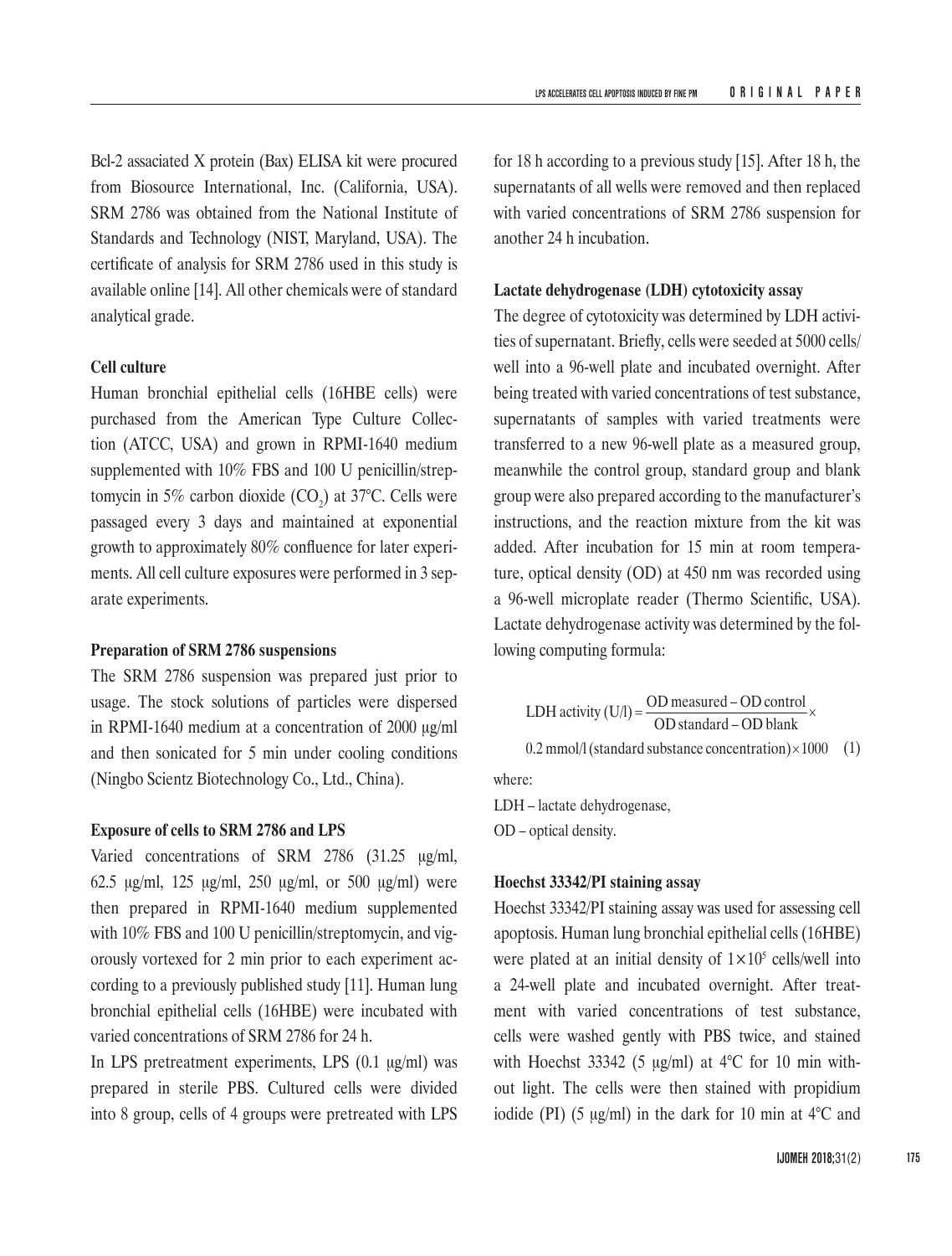Bcl-2 assaciated X protein (Bax) ELISA kit were procured from Biosource International, Inc. (California, USA). SRM 2786 was obtained from the National Institute of Standards and Technology (NIST, Maryland, USA). The certificate of analysis for SRM 2786 used in this study is available online [14]. All other chemicals were of standard analytical grade.

**Cell culture**

Human bronchial epithelial cells (16HBE cells) were purchased from the American Type Culture Collection (ATCC, USA) and grown in RPMI-1640 medium supplemented with 10% FBS and 100 U penicillin/streptomycin in 5% carbon dioxide ($CO_2$) at 37°C. Cells were passaged every 3 days and maintained at exponential growth to approximately 80% confluence for later experiments. All cell culture exposures were performed in 3 separate experiments.

**Preparation of SRM 2786 suspensions**

The SRM 2786 suspension was prepared just prior to usage. The stock solutions of particles were dispersed in RPMI-1640 medium at a concentration of 2000 μg/ml and then sonicated for 5 min under cooling conditions (Ningbo Scientz Biotechnology Co., Ltd., China).

**Exposure of cells to SRM 2786 and LPS**

Varied concentrations of SRM 2786 (31.25 μg/ml, 62.5 μg/ml, 125 μg/ml, 250 μg/ml, or 500 μg/ml) were then prepared in RPMI-1640 medium supplemented with 10% FBS and 100 U penicillin/streptomycin, and vigorously vortexed for 2 min prior to each experiment according to a previously published study [11]. Human lung bronchial epithelial cells (16HBE) were incubated with varied concentrations of SRM 2786 for 24 h.

In LPS pretreatment experiments, LPS (0.1 μg/ml) was prepared in sterile PBS. Cultured cells were divided into 8 group, cells of 4 groups were pretreated with LPS for 18 h according to a previous study [15]. After 18 h, the supernatants of all wells were removed and then replaced with varied concentrations of SRM 2786 suspension for another 24 h incubation.

**Lactate dehydrogenase (LDH) cytotoxicity assay**

The degree of cytotoxicity was determined by LDH activities of supernatant. Briefly, cells were seeded at 5000 cells/well into a 96-well plate and incubated overnight. After being treated with varied concentrations of test substance, supernatants of samples with varied treatments were transferred to a new 96-well plate as a measured group, meanwhile the control group, standard group and blank group were also prepared according to the manufacturer's instructions, and the reaction mixture from the kit was added. After incubation for 15 min at room temperature, optical density (OD) at 450 nm was recorded using a 96-well microplate reader (Thermo Scientific, USA). Lactate dehydrogenase activity was determined by the following computing formula:

$$\text{LDH activity (U/l)} = \frac{\text{OD measured} - \text{OD control}}{\text{OD standard} - \text{OD blank}} \times 0.2\ \text{mmol/l (standard substance concentration)} \times 1000 \quad (1)$$

where:

LDH – lactate dehydrogenase,

OD – optical density.

**Hoechst 33342/PI staining assay**

Hoechst 33342/PI staining assay was used for assessing cell apoptosis. Human lung bronchial epithelial cells (16HBE) were plated at an initial density of $1 \times 10^5$ cells/well into a 24-well plate and incubated overnight. After treatment with varied concentrations of test substance, cells were washed gently with PBS twice, and stained with Hoechst 33342 (5 μg/ml) at 4°C for 10 min without light. The cells were then stained with propidium iodide (PI) (5 μg/ml) in the dark for 10 min at 4°C and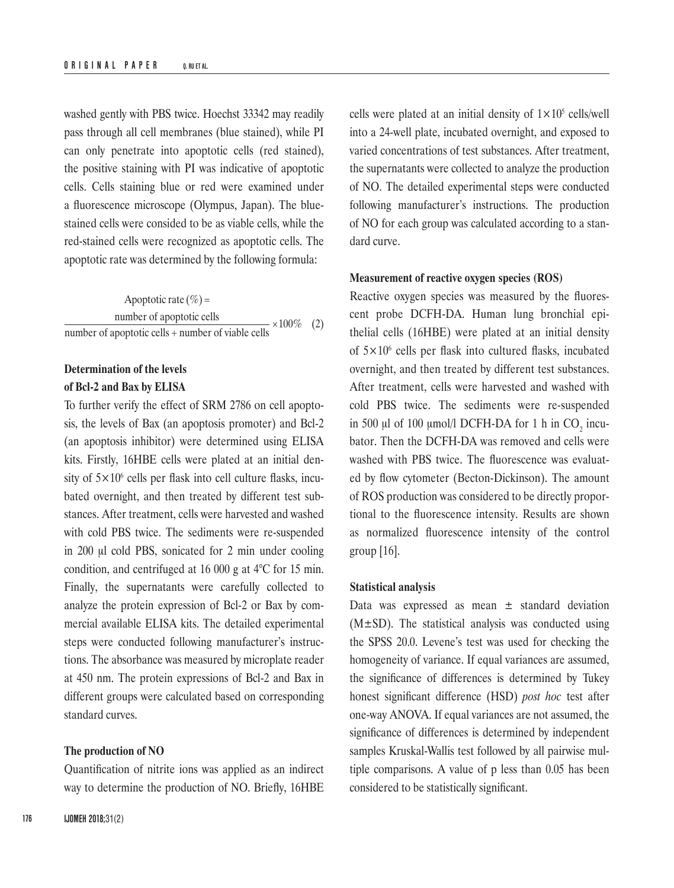washed gently with PBS twice. Hoechst 33342 may readily pass through all cell membranes (blue stained), while PI can only penetrate into apoptotic cells (red stained), the positive staining with PI was indicative of apoptotic cells. Cells staining blue or red were examined under a fluorescence microscope (Olympus, Japan). The blue-stained cells were consided to be as viable cells, while the red-stained cells were recognized as apoptotic cells. The apoptotic rate was determined by the following formula:

$$\text{Apoptotic rate } (\%) = \frac{\text{number of apoptotic cells}}{\text{number of apoptotic cells} + \text{number of viable cells}} \times 100\% \quad (2)$$

**Determination of the levels of Bcl-2 and Bax by ELISA**

To further verify the effect of SRM 2786 on cell apoptosis, the levels of Bax (an apoptosis promoter) and Bcl-2 (an apoptosis inhibitor) were determined using ELISA kits. Firstly, 16HBE cells were plated at an initial density of $5\times10^6$ cells per flask into cell culture flasks, incubated overnight, and then treated by different test substances. After treatment, cells were harvested and washed with cold PBS twice. The sediments were re-suspended in 200 μl cold PBS, sonicated for 2 min under cooling condition, and centrifuged at 16 000 g at 4°C for 15 min. Finally, the supernatants were carefully collected to analyze the protein expression of Bcl-2 or Bax by commercial available ELISA kits. The detailed experimental steps were conducted following manufacturer's instructions. The absorbance was measured by microplate reader at 450 nm. The protein expressions of Bcl-2 and Bax in different groups were calculated based on corresponding standard curves.

**The production of NO**

Quantification of nitrite ions was applied as an indirect way to determine the production of NO. Briefly, 16HBE cells were plated at an initial density of $1\times10^5$ cells/well into a 24-well plate, incubated overnight, and exposed to varied concentrations of test substances. After treatment, the supernatants were collected to analyze the production of NO. The detailed experimental steps were conducted following manufacturer's instructions. The production of NO for each group was calculated according to a standard curve.

**Measurement of reactive oxygen species (ROS)**

Reactive oxygen species was measured by the fluorescent probe DCFH-DA. Human lung bronchial epithelial cells (16HBE) were plated at an initial density of $5\times10^6$ cells per flask into cultured flasks, incubated overnight, and then treated by different test substances. After treatment, cells were harvested and washed with cold PBS twice. The sediments were re-suspended in 500 μl of 100 μmol/l DCFH-DA for 1 h in $CO_2$ incubator. Then the DCFH-DA was removed and cells were washed with PBS twice. The fluorescence was evaluated by flow cytometer (Becton-Dickinson). The amount of ROS production was considered to be directly proportional to the fluorescence intensity. Results are shown as normalized fluorescence intensity of the control group [16].

**Statistical analysis**

Data was expressed as mean ± standard deviation (M±SD). The statistical analysis was conducted using the SPSS 20.0. Levene's test was used for checking the homogeneity of variance. If equal variances are assumed, the significance of differences is determined by Tukey honest significant difference (HSD) *post hoc* test after one-way ANOVA. If equal variances are not assumed, the significance of differences is determined by independent samples Kruskal-Wallis test followed by all pairwise multiple comparisons. A value of p less than 0.05 has been considered to be statistically significant.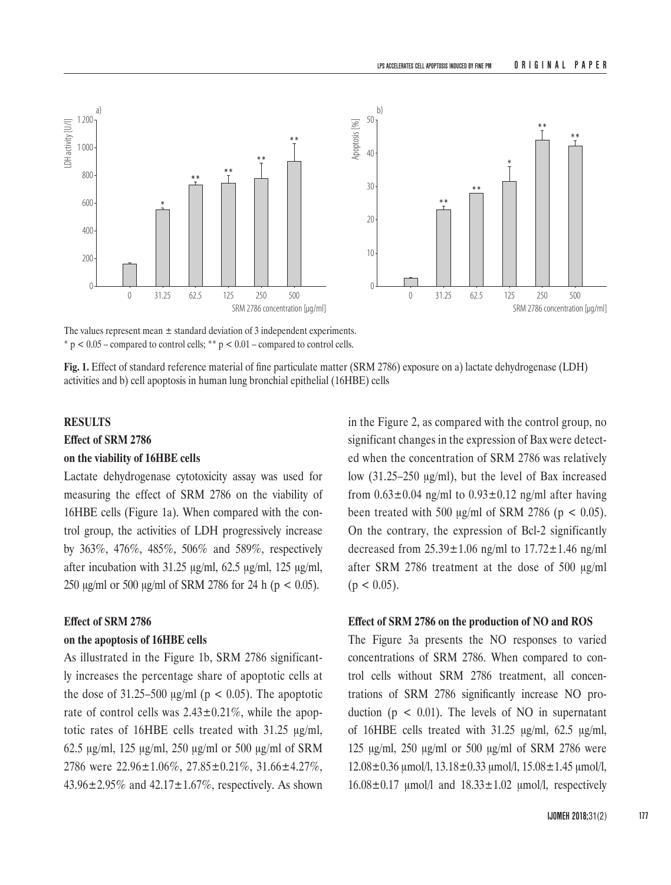The values represent mean ± standard deviation of 3 independent experiments.
\* $p < 0.05$ – compared to control cells; \*\* $p < 0.01$ – compared to control cells.

**Fig. 1.** Effect of standard reference material of fine particulate matter (SRM 2786) exposure on a) lactate dehydrogenase (LDH) activities and b) cell apoptosis in human lung bronchial epithelial (16HBE) cells

## RESULTS

### Effect of SRM 2786 on the viability of 16HBE cells

Lactate dehydrogenase cytotoxicity assay was used for measuring the effect of SRM 2786 on the viability of 16HBE cells (Figure 1a). When compared with the control group, the activities of LDH progressively increase by 363%, 476%, 485%, 506% and 589%, respectively after incubation with 31.25 μg/ml, 62.5 μg/ml, 125 μg/ml, 250 μg/ml or 500 μg/ml of SRM 2786 for 24 h ($p < 0.05$).

### Effect of SRM 2786 on the apoptosis of 16HBE cells

As illustrated in the Figure 1b, SRM 2786 significantly increases the percentage share of apoptotic cells at the dose of 31.25–500 μg/ml ($p < 0.05$). The apoptotic rate of control cells was 2.43±0.21%, while the apoptotic rates of 16HBE cells treated with 31.25 μg/ml, 62.5 μg/ml, 125 μg/ml, 250 μg/ml or 500 μg/ml of SRM 2786 were 22.96±1.06%, 27.85±0.21%, 31.66±4.27%, 43.96±2.95% and 42.17±1.67%, respectively. As shown in the Figure 2, as compared with the control group, no significant changes in the expression of Bax were detected when the concentration of SRM 2786 was relatively low (31.25–250 μg/ml), but the level of Bax increased from 0.63±0.04 ng/ml to 0.93±0.12 ng/ml after having been treated with 500 μg/ml of SRM 2786 ($p < 0.05$). On the contrary, the expression of Bcl-2 significantly decreased from 25.39±1.06 ng/ml to 17.72±1.46 ng/ml after SRM 2786 treatment at the dose of 500 μg/ml ($p < 0.05$).

### Effect of SRM 2786 on the production of NO and ROS

The Figure 3a presents the NO responses to varied concentrations of SRM 2786. When compared to control cells without SRM 2786 treatment, all concentrations of SRM 2786 significantly increase NO production ($p < 0.01$). The levels of NO in supernatant of 16HBE cells treated with 31.25 μg/ml, 62.5 μg/ml, 125 μg/ml, 250 μg/ml or 500 μg/ml of SRM 2786 were 12.08±0.36 μmol/l, 13.18±0.33 μmol/l, 15.08±1.45 μmol/l, 16.08±0.17 μmol/l and 18.33±1.02 μmol/l, respectively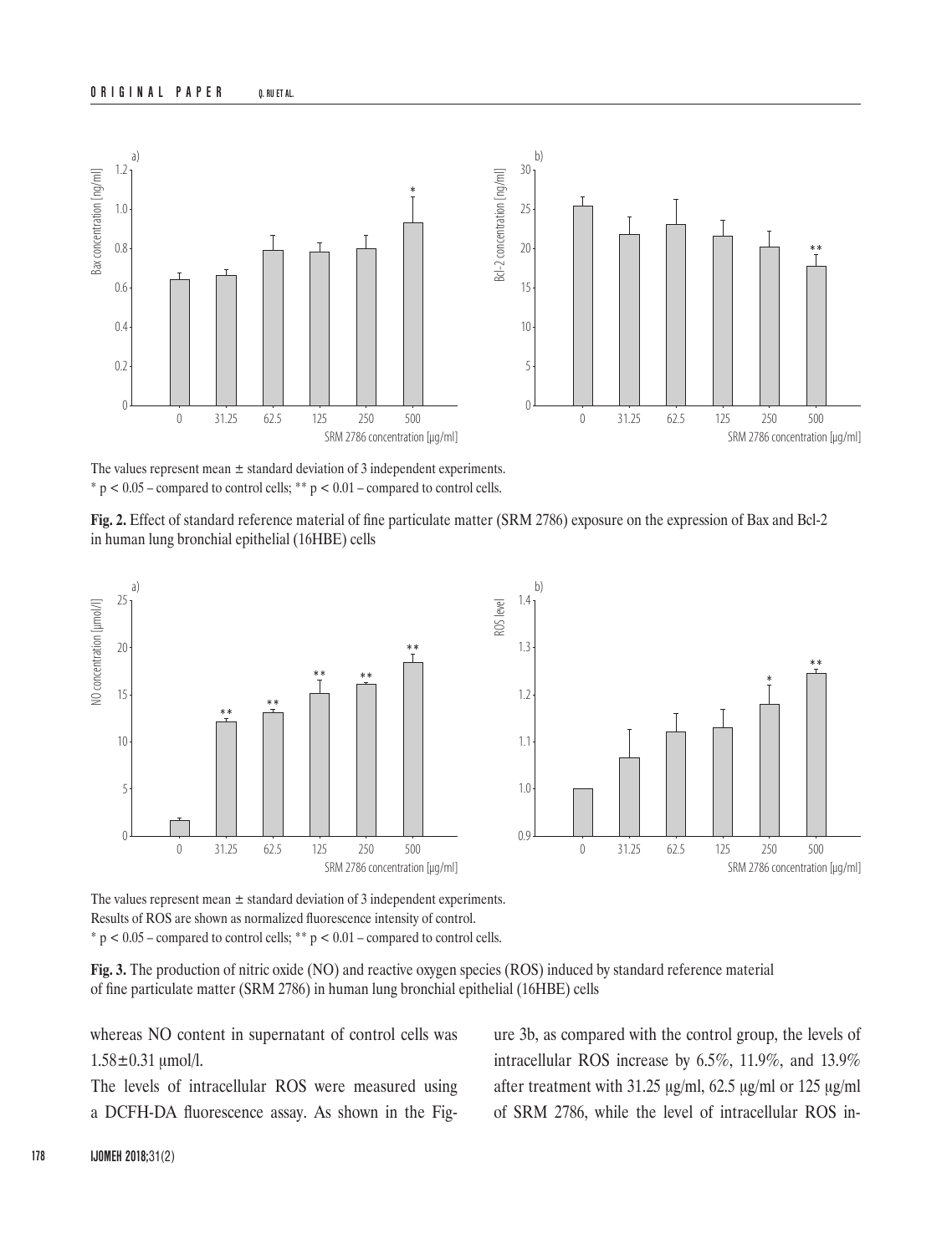The values represent mean ± standard deviation of 3 independent experiments.
\* $p < 0.05$ – compared to control cells; \*\* $p < 0.01$ – compared to control cells.

**Fig. 2.** Effect of standard reference material of fine particulate matter (SRM 2786) exposure on the expression of Bax and Bcl-2 in human lung bronchial epithelial (16HBE) cells

The values represent mean ± standard deviation of 3 independent experiments.
Results of ROS are shown as normalized fluorescence intensity of control.
\* $p < 0.05$ – compared to control cells; \*\* $p < 0.01$ – compared to control cells.

**Fig. 3.** The production of nitric oxide (NO) and reactive oxygen species (ROS) induced by standard reference material of fine particulate matter (SRM 2786) in human lung bronchial epithelial (16HBE) cells

whereas NO content in supernatant of control cells was 1.58±0.31 μmol/l.

The levels of intracellular ROS were measured using a DCFH-DA fluorescence assay. As shown in the Figure 3b, as compared with the control group, the levels of intracellular ROS increase by 6.5%, 11.9%, and 13.9% after treatment with 31.25 μg/ml, 62.5 μg/ml or 125 μg/ml of SRM 2786, while the level of intracellular ROS in-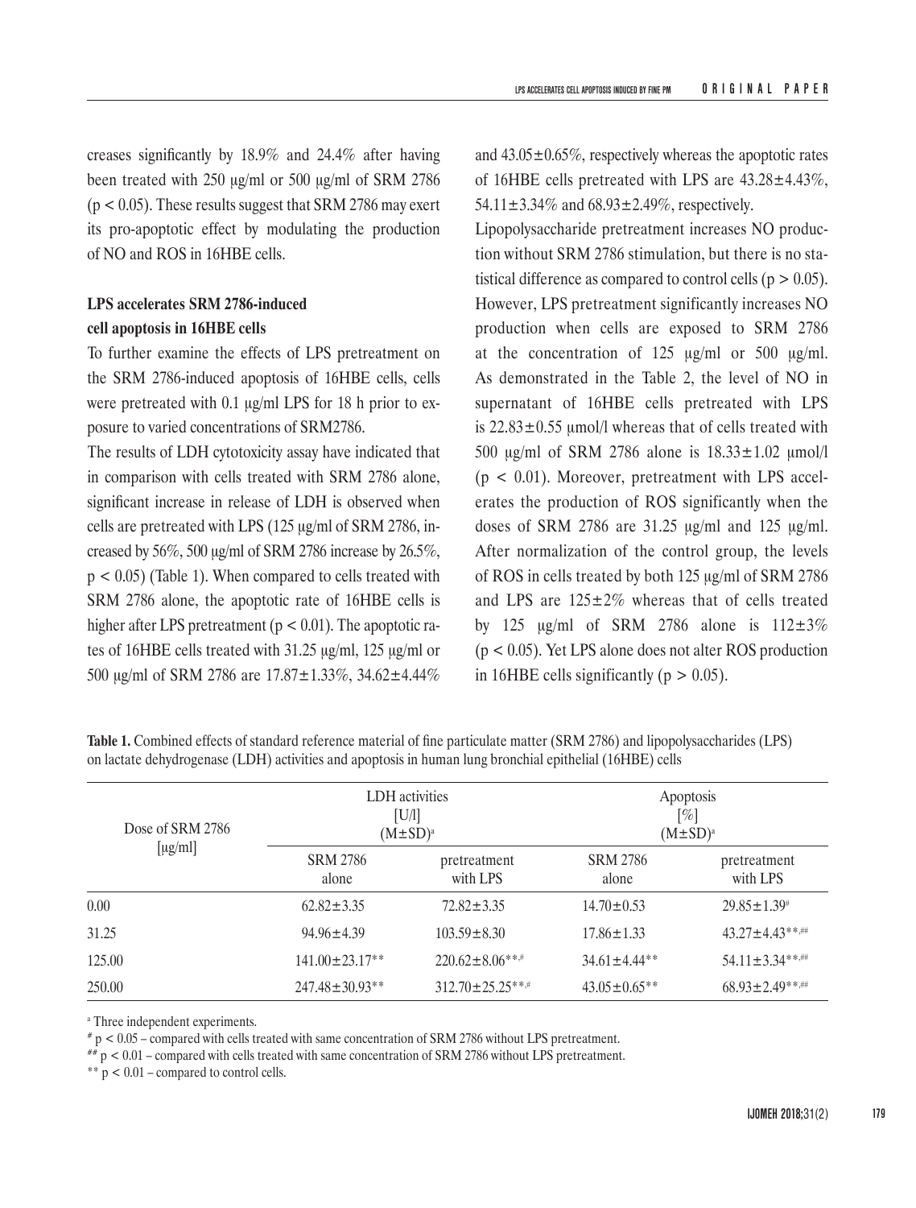creases significantly by 18.9% and 24.4% after having been treated with 250 μg/ml or 500 μg/ml of SRM 2786 ($p < 0.05$). These results suggest that SRM 2786 may exert its pro-apoptotic effect by modulating the production of NO and ROS in 16HBE cells.

### LPS accelerates SRM 2786-induced cell apoptosis in 16HBE cells

To further examine the effects of LPS pretreatment on the SRM 2786-induced apoptosis of 16HBE cells, cells were pretreated with 0.1 μg/ml LPS for 18 h prior to exposure to varied concentrations of SRM2786.

The results of LDH cytotoxicity assay have indicated that in comparison with cells treated with SRM 2786 alone, significant increase in release of LDH is observed when cells are pretreated with LPS (125 μg/ml of SRM 2786, increased by 56%, 500 μg/ml of SRM 2786 increase by 26.5%, $p < 0.05$) (Table 1). When compared to cells treated with SRM 2786 alone, the apoptotic rate of 16HBE cells is higher after LPS pretreatment ($p < 0.01$). The apoptotic rates of 16HBE cells treated with 31.25 μg/ml, 125 μg/ml or 500 μg/ml of SRM 2786 are 17.87±1.33%, 34.62±4.44% and 43.05±0.65%, respectively whereas the apoptotic rates of 16HBE cells pretreated with LPS are 43.28±4.43%, 54.11±3.34% and 68.93±2.49%, respectively.

Lipopolysaccharide pretreatment increases NO production without SRM 2786 stimulation, but there is no statistical difference as compared to control cells ($p > 0.05$). However, LPS pretreatment significantly increases NO production when cells are exposed to SRM 2786 at the concentration of 125 μg/ml or 500 μg/ml. As demonstrated in the Table 2, the level of NO in supernatant of 16HBE cells pretreated with LPS is 22.83±0.55 μmol/l whereas that of cells treated with 500 μg/ml of SRM 2786 alone is 18.33±1.02 μmol/l ($p < 0.01$). Moreover, pretreatment with LPS accelerates the production of ROS significantly when the doses of SRM 2786 are 31.25 μg/ml and 125 μg/ml. After normalization of the control group, the levels of ROS in cells treated by both 125 μg/ml of SRM 2786 and LPS are 125±2% whereas that of cells treated by 125 μg/ml of SRM 2786 alone is 112±3% ($p < 0.05$). Yet LPS alone does not alter ROS production in 16HBE cells significantly ($p > 0.05$).

**Table 1.** Combined effects of standard reference material of fine particulate matter (SRM 2786) and lipopolysaccharides (LPS) on lactate dehydrogenase (LDH) activities and apoptosis in human lung bronchial epithelial (16HBE) cells

| Dose of SRM 2786 [μg/ml] | LDH activities [U/l] (M±SD)[a] | | Apoptosis [%] (M±SD)[a] | |
|---|---|---|---|---|
| | SRM 2786 alone | pretreatment with LPS | SRM 2786 alone | pretreatment with LPS |
| 0.00 | 62.82±3.35 | 72.82±3.35 | 14.70±0.53 | 29.85±1.39[#] |
| 31.25 | 94.96±4.39 | 103.59±8.30 | 17.86±1.33 | 43.27±4.43**,## |
| 125.00 | 141.00±23.17** | 220.62±8.06**,# | 34.61±4.44** | 54.11±3.34**,## |
| 250.00 | 247.48±30.93** | 312.70±25.25**,# | 43.05±0.65** | 68.93±2.49**,## |

[a] Three independent experiments.

[#] $p < 0.05$ – compared with cells treated with same concentration of SRM 2786 without LPS pretreatment.

[##] $p < 0.01$ – compared with cells treated with same concentration of SRM 2786 without LPS pretreatment.

** $p < 0.01$ – compared to control cells.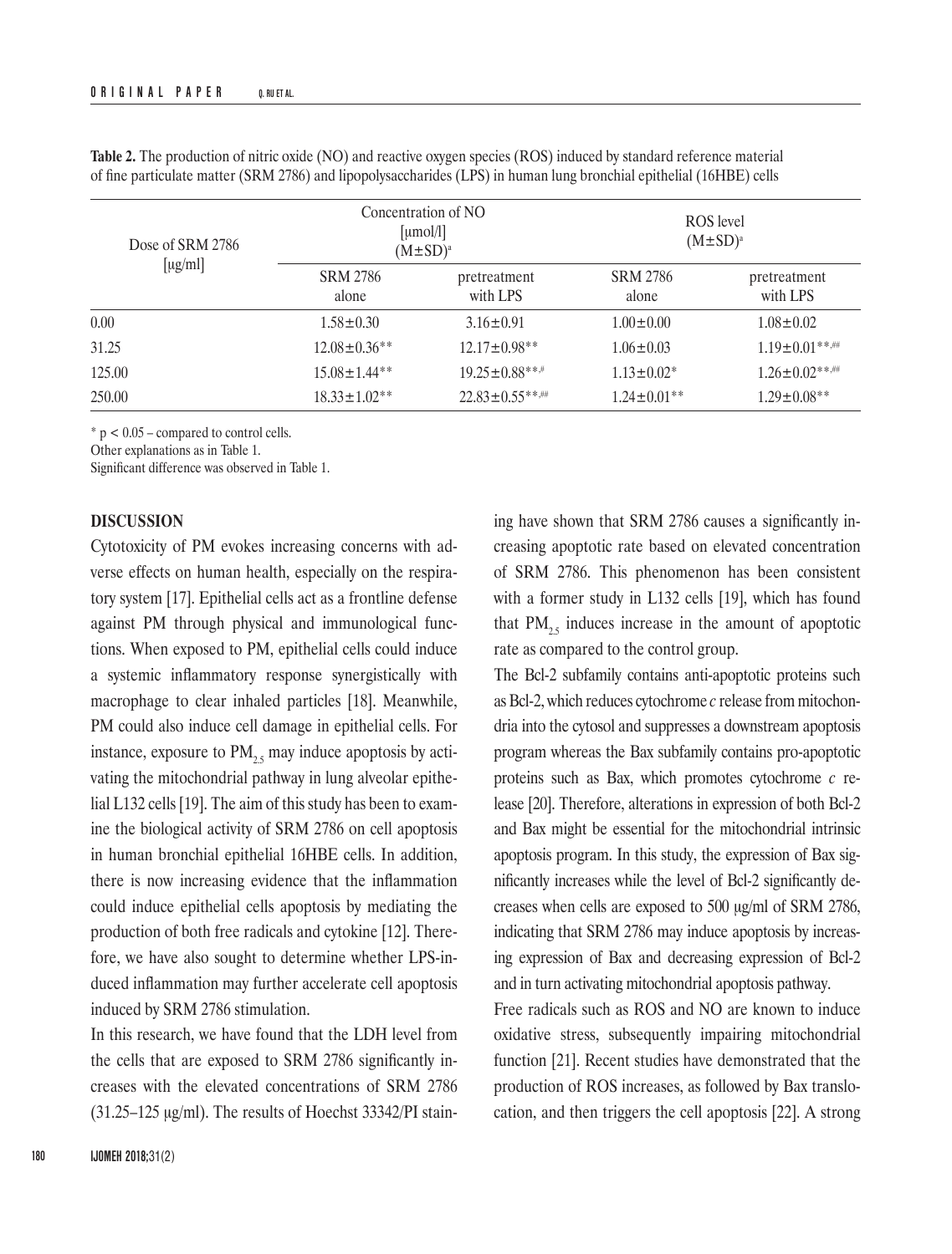**Table 2.** The production of nitric oxide (NO) and reactive oxygen species (ROS) induced by standard reference material of fine particulate matter (SRM 2786) and lipopolysaccharides (LPS) in human lung bronchial epithelial (16HBE) cells

| Dose of SRM 2786 [µg/ml] | Concentration of NO [µmol/l] (M±SD)[a] | | ROS level (M±SD)[a] | |
|---|---|---|---|---|
| | SRM 2786 alone | pretreatment with LPS | SRM 2786 alone | pretreatment with LPS |
| 0.00 | 1.58±0.30 | 3.16±0.91 | 1.00±0.00 | 1.08±0.02 |
| 31.25 | 12.08±0.36** | 12.17±0.98** | 1.06±0.03 | 1.19±0.01**,## |
| 125.00 | 15.08±1.44** | 19.25±0.88**,# | 1.13±0.02* | 1.26±0.02**,## |
| 250.00 | 18.33±1.02** | 22.83±0.55**,## | 1.24±0.01** | 1.29±0.08** |

* $p < 0.05$ – compared to control cells.
Other explanations as in Table 1.
Significant difference was observed in Table 1.

## DISCUSSION

Cytotoxicity of PM evokes increasing concerns with adverse effects on human health, especially on the respiratory system [17]. Epithelial cells act as a frontline defense against PM through physical and immunological functions. When exposed to PM, epithelial cells could induce a systemic inflammatory response synergistically with macrophage to clear inhaled particles [18]. Meanwhile, PM could also induce cell damage in epithelial cells. For instance, exposure to $PM_{2.5}$ may induce apoptosis by activating the mitochondrial pathway in lung alveolar epithelial L132 cells [19]. The aim of this study has been to examine the biological activity of SRM 2786 on cell apoptosis in human bronchial epithelial 16HBE cells. In addition, there is now increasing evidence that the inflammation could induce epithelial cells apoptosis by mediating the production of both free radicals and cytokine [12]. Therefore, we have also sought to determine whether LPS-induced inflammation may further accelerate cell apoptosis induced by SRM 2786 stimulation.

In this research, we have found that the LDH level from the cells that are exposed to SRM 2786 significantly increases with the elevated concentrations of SRM 2786 (31.25–125 µg/ml). The results of Hoechst 33342/PI staining have shown that SRM 2786 causes a significantly increasing apoptotic rate based on elevated concentration of SRM 2786. This phenomenon has been consistent with a former study in L132 cells [19], which has found that $PM_{2.5}$ induces increase in the amount of apoptotic rate as compared to the control group.

The Bcl-2 subfamily contains anti-apoptotic proteins such as Bcl-2, which reduces cytochrome *c* release from mitochondria into the cytosol and suppresses a downstream apoptosis program whereas the Bax subfamily contains pro-apoptotic proteins such as Bax, which promotes cytochrome *c* release [20]. Therefore, alterations in expression of both Bcl-2 and Bax might be essential for the mitochondrial intrinsic apoptosis program. In this study, the expression of Bax significantly increases while the level of Bcl-2 significantly decreases when cells are exposed to 500 µg/ml of SRM 2786, indicating that SRM 2786 may induce apoptosis by increasing expression of Bax and decreasing expression of Bcl-2 and in turn activating mitochondrial apoptosis pathway.

Free radicals such as ROS and NO are known to induce oxidative stress, subsequently impairing mitochondrial function [21]. Recent studies have demonstrated that the production of ROS increases, as followed by Bax translocation, and then triggers the cell apoptosis [22]. A strong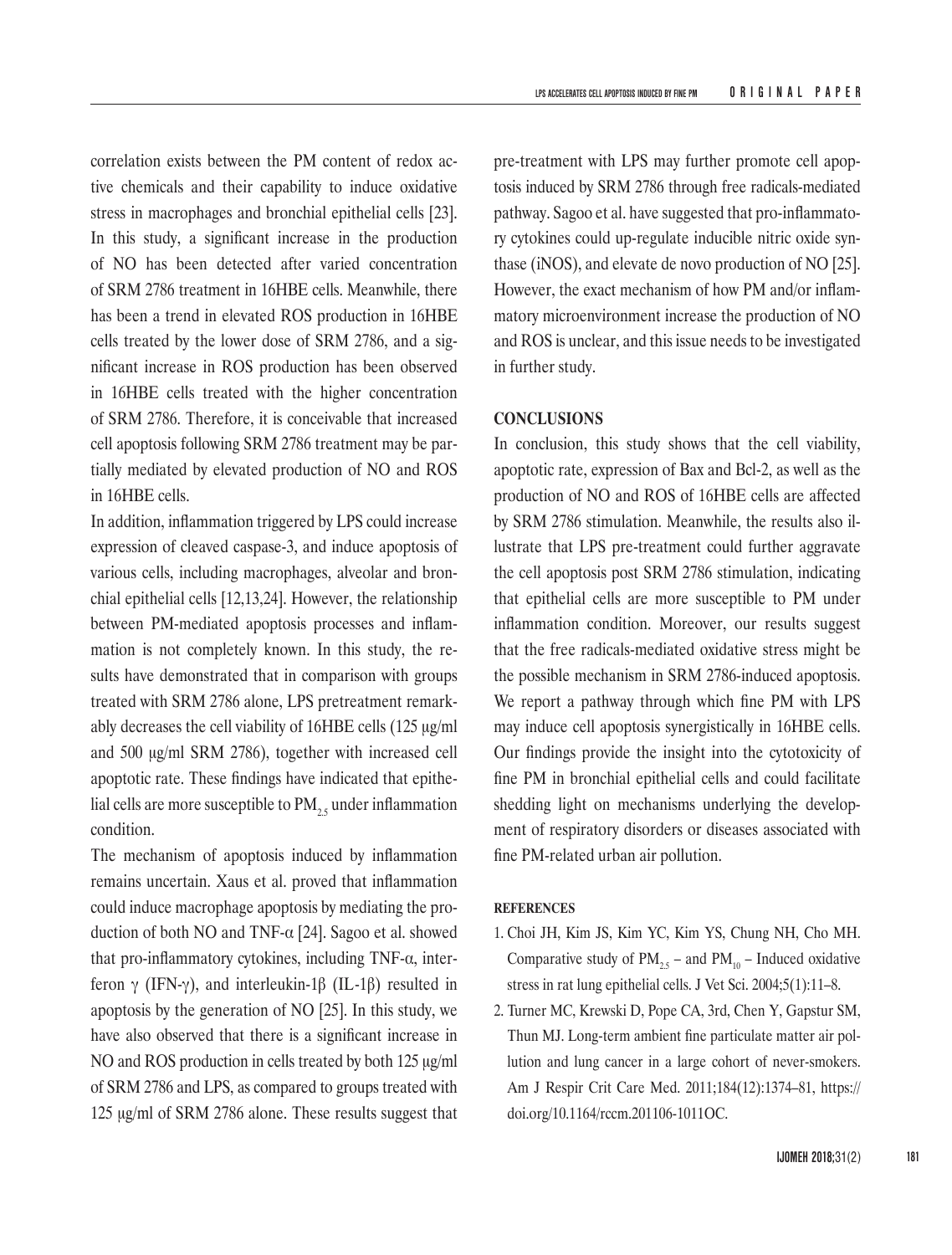correlation exists between the PM content of redox active chemicals and their capability to induce oxidative stress in macrophages and bronchial epithelial cells [23]. In this study, a significant increase in the production of NO has been detected after varied concentration of SRM 2786 treatment in 16HBE cells. Meanwhile, there has been a trend in elevated ROS production in 16HBE cells treated by the lower dose of SRM 2786, and a significant increase in ROS production has been observed in 16HBE cells treated with the higher concentration of SRM 2786. Therefore, it is conceivable that increased cell apoptosis following SRM 2786 treatment may be partially mediated by elevated production of NO and ROS in 16HBE cells.

In addition, inflammation triggered by LPS could increase expression of cleaved caspase-3, and induce apoptosis of various cells, including macrophages, alveolar and bronchial epithelial cells [12,13,24]. However, the relationship between PM-mediated apoptosis processes and inflammation is not completely known. In this study, the results have demonstrated that in comparison with groups treated with SRM 2786 alone, LPS pretreatment remarkably decreases the cell viability of 16HBE cells (125 μg/ml and 500 μg/ml SRM 2786), together with increased cell apoptotic rate. These findings have indicated that epithelial cells are more susceptible to $PM_{2.5}$ under inflammation condition.

The mechanism of apoptosis induced by inflammation remains uncertain. Xaus et al. proved that inflammation could induce macrophage apoptosis by mediating the production of both NO and TNF-α [24]. Sagoo et al. showed that pro-inflammatory cytokines, including TNF-α, interferon γ (IFN-γ), and interleukin-1β (IL-1β) resulted in apoptosis by the generation of NO [25]. In this study, we have also observed that there is a significant increase in NO and ROS production in cells treated by both 125 μg/ml of SRM 2786 and LPS, as compared to groups treated with 125 μg/ml of SRM 2786 alone. These results suggest that pre-treatment with LPS may further promote cell apoptosis induced by SRM 2786 through free radicals-mediated pathway. Sagoo et al. have suggested that pro-inflammatory cytokines could up-regulate inducible nitric oxide synthase (iNOS), and elevate de novo production of NO [25]. However, the exact mechanism of how PM and/or inflammatory microenvironment increase the production of NO and ROS is unclear, and this issue needs to be investigated in further study.

## CONCLUSIONS

In conclusion, this study shows that the cell viability, apoptotic rate, expression of Bax and Bcl-2, as well as the production of NO and ROS of 16HBE cells are affected by SRM 2786 stimulation. Meanwhile, the results also illustrate that LPS pre-treatment could further aggravate the cell apoptosis post SRM 2786 stimulation, indicating that epithelial cells are more susceptible to PM under inflammation condition. Moreover, our results suggest that the free radicals-mediated oxidative stress might be the possible mechanism in SRM 2786-induced apoptosis. We report a pathway through which fine PM with LPS may induce cell apoptosis synergistically in 16HBE cells. Our findings provide the insight into the cytotoxicity of fine PM in bronchial epithelial cells and could facilitate shedding light on mechanisms underlying the development of respiratory disorders or diseases associated with fine PM-related urban air pollution.

### REFERENCES

1. Choi JH, Kim JS, Kim YC, Kim YS, Chung NH, Cho MH. Comparative study of $PM_{2.5}$ – and $PM_{10}$ – Induced oxidative stress in rat lung epithelial cells. J Vet Sci. 2004;5(1):11–8.
2. Turner MC, Krewski D, Pope CA, 3rd, Chen Y, Gapstur SM, Thun MJ. Long-term ambient fine particulate matter air pollution and lung cancer in a large cohort of never-smokers. Am J Respir Crit Care Med. 2011;184(12):1374–81, https://doi.org/10.1164/rccm.201106-1011OC.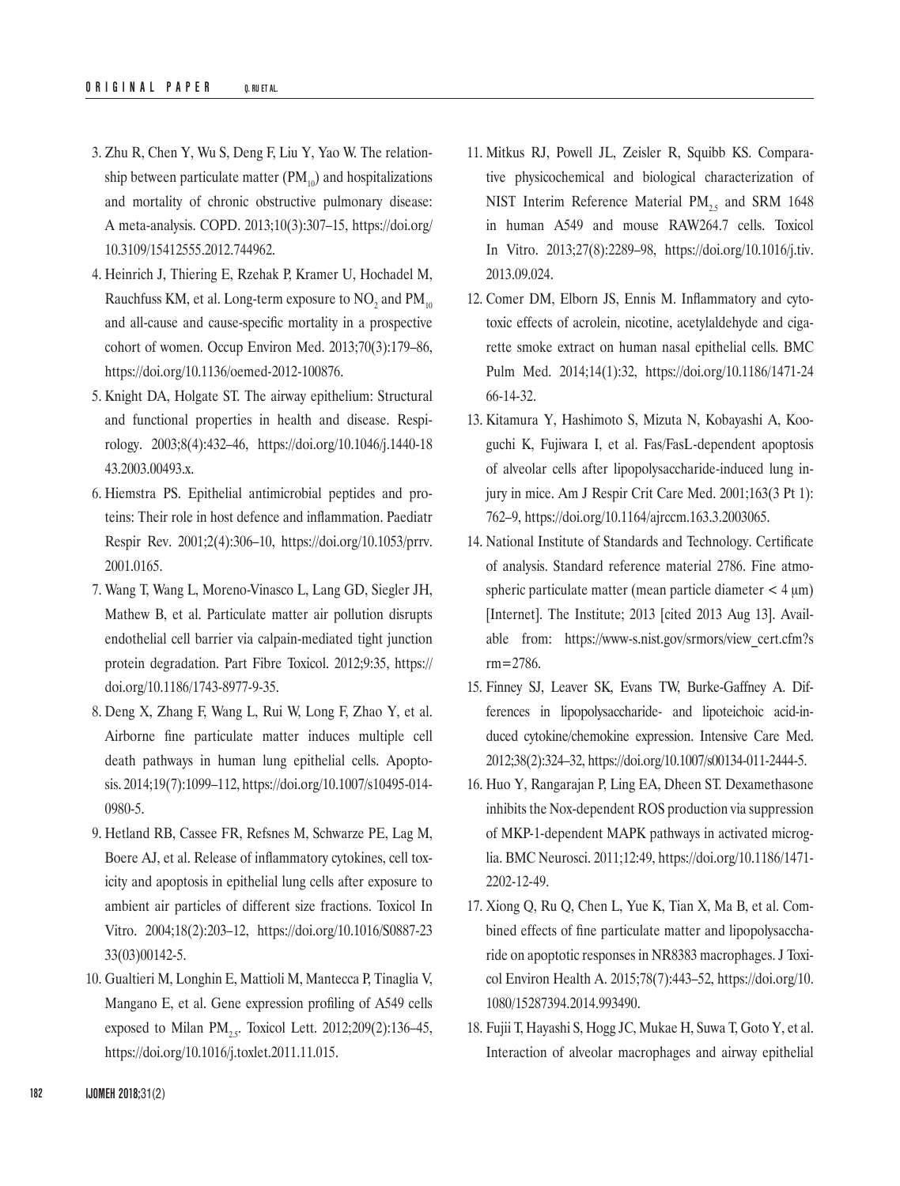3. Zhu R, Chen Y, Wu S, Deng F, Liu Y, Yao W. The relationship between particulate matter ($PM_{10}$) and hospitalizations and mortality of chronic obstructive pulmonary disease: A meta-analysis. COPD. 2013;10(3):307–15, https://doi.org/10.3109/15412555.2012.744962.
4. Heinrich J, Thiering E, Rzehak P, Kramer U, Hochadel M, Rauchfuss KM, et al. Long-term exposure to $NO_2$ and $PM_{10}$ and all-cause and cause-specific mortality in a prospective cohort of women. Occup Environ Med. 2013;70(3):179–86, https://doi.org/10.1136/oemed-2012-100876.
5. Knight DA, Holgate ST. The airway epithelium: Structural and functional properties in health and disease. Respirology. 2003;8(4):432–46, https://doi.org/10.1046/j.1440-1843.2003.00493.x.
6. Hiemstra PS. Epithelial antimicrobial peptides and proteins: Their role in host defence and inflammation. Paediatr Respir Rev. 2001;2(4):306–10, https://doi.org/10.1053/prrv.2001.0165.
7. Wang T, Wang L, Moreno-Vinasco L, Lang GD, Siegler JH, Mathew B, et al. Particulate matter air pollution disrupts endothelial cell barrier via calpain-mediated tight junction protein degradation. Part Fibre Toxicol. 2012;9:35, https://doi.org/10.1186/1743-8977-9-35.
8. Deng X, Zhang F, Wang L, Rui W, Long F, Zhao Y, et al. Airborne fine particulate matter induces multiple cell death pathways in human lung epithelial cells. Apoptosis. 2014;19(7):1099–112, https://doi.org/10.1007/s10495-014-0980-5.
9. Hetland RB, Cassee FR, Refsnes M, Schwarze PE, Lag M, Boere AJ, et al. Release of inflammatory cytokines, cell toxicity and apoptosis in epithelial lung cells after exposure to ambient air particles of different size fractions. Toxicol In Vitro. 2004;18(2):203–12, https://doi.org/10.1016/S0887-2333(03)00142-5.
10. Gualtieri M, Longhin E, Mattioli M, Mantecca P, Tinaglia V, Mangano E, et al. Gene expression profiling of A549 cells exposed to Milan $PM_{2.5}$. Toxicol Lett. 2012;209(2):136–45, https://doi.org/10.1016/j.toxlet.2011.11.015.
11. Mitkus RJ, Powell JL, Zeisler R, Squibb KS. Comparative physicochemical and biological characterization of NIST Interim Reference Material $PM_{2.5}$ and SRM 1648 in human A549 and mouse RAW264.7 cells. Toxicol In Vitro. 2013;27(8):2289–98, https://doi.org/10.1016/j.tiv.2013.09.024.
12. Comer DM, Elborn JS, Ennis M. Inflammatory and cytotoxic effects of acrolein, nicotine, acetylaldehyde and cigarette smoke extract on human nasal epithelial cells. BMC Pulm Med. 2014;14(1):32, https://doi.org/10.1186/1471-2466-14-32.
13. Kitamura Y, Hashimoto S, Mizuta N, Kobayashi A, Kooguchi K, Fujiwara I, et al. Fas/FasL-dependent apoptosis of alveolar cells after lipopolysaccharide-induced lung injury in mice. Am J Respir Crit Care Med. 2001;163(3 Pt 1):762–9, https://doi.org/10.1164/ajrccm.163.3.2003065.
14. National Institute of Standards and Technology. Certificate of analysis. Standard reference material 2786. Fine atmospheric particulate matter (mean particle diameter < 4 μm) [Internet]. The Institute; 2013 [cited 2013 Aug 13]. Available from: https://www-s.nist.gov/srmors/view_cert.cfm?srm=2786.
15. Finney SJ, Leaver SK, Evans TW, Burke-Gaffney A. Differences in lipopolysaccharide- and lipoteichoic acid-induced cytokine/chemokine expression. Intensive Care Med. 2012;38(2):324–32, https://doi.org/10.1007/s00134-011-2444-5.
16. Huo Y, Rangarajan P, Ling EA, Dheen ST. Dexamethasone inhibits the Nox-dependent ROS production via suppression of MKP-1-dependent MAPK pathways in activated microglia. BMC Neurosci. 2011;12:49, https://doi.org/10.1186/1471-2202-12-49.
17. Xiong Q, Ru Q, Chen L, Yue K, Tian X, Ma B, et al. Combined effects of fine particulate matter and lipopolysaccharide on apoptotic responses in NR8383 macrophages. J Toxicol Environ Health A. 2015;78(7):443–52, https://doi.org/10.1080/15287394.2014.993490.
18. Fujii T, Hayashi S, Hogg JC, Mukae H, Suwa T, Goto Y, et al. Interaction of alveolar macrophages and airway epithelial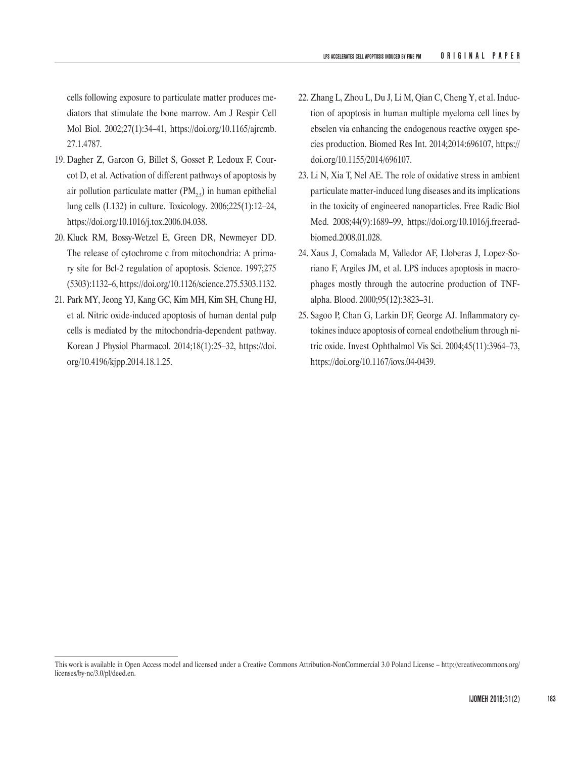cells following exposure to particulate matter produces mediators that stimulate the bone marrow. Am J Respir Cell Mol Biol. 2002;27(1):34–41, https://doi.org/10.1165/ajrcmb.27.1.4787.

19. Dagher Z, Garcon G, Billet S, Gosset P, Ledoux F, Courcot D, et al. Activation of different pathways of apoptosis by air pollution particulate matter ($PM_{2.5}$) in human epithelial lung cells (L132) in culture. Toxicology. 2006;225(1):12–24, https://doi.org/10.1016/j.tox.2006.04.038.
20. Kluck RM, Bossy-Wetzel E, Green DR, Newmeyer DD. The release of cytochrome c from mitochondria: A primary site for Bcl-2 regulation of apoptosis. Science. 1997;275 (5303):1132–6, https://doi.org/10.1126/science.275.5303.1132.
21. Park MY, Jeong YJ, Kang GC, Kim MH, Kim SH, Chung HJ, et al. Nitric oxide-induced apoptosis of human dental pulp cells is mediated by the mitochondria-dependent pathway. Korean J Physiol Pharmacol. 2014;18(1):25–32, https://doi.org/10.4196/kjpp.2014.18.1.25.
22. Zhang L, Zhou L, Du J, Li M, Qian C, Cheng Y, et al. Induction of apoptosis in human multiple myeloma cell lines by ebselen via enhancing the endogenous reactive oxygen species production. Biomed Res Int. 2014;2014:696107, https://doi.org/10.1155/2014/696107.
23. Li N, Xia T, Nel AE. The role of oxidative stress in ambient particulate matter-induced lung diseases and its implications in the toxicity of engineered nanoparticles. Free Radic Biol Med. 2008;44(9):1689–99, https://doi.org/10.1016/j.freeradbiomed.2008.01.028.
24. Xaus J, Comalada M, Valledor AF, Lloberas J, Lopez-Soriano F, Argiles JM, et al. LPS induces apoptosis in macrophages mostly through the autocrine production of TNF-alpha. Blood. 2000;95(12):3823–31.
25. Sagoo P, Chan G, Larkin DF, George AJ. Inflammatory cytokines induce apoptosis of corneal endothelium through nitric oxide. Invest Ophthalmol Vis Sci. 2004;45(11):3964–73, https://doi.org/10.1167/iovs.04-0439.

This work is available in Open Access model and licensed under a Creative Commons Attribution-NonCommercial 3.0 Poland License – http://creativecommons.org/licenses/by-nc/3.0/pl/deed.en.